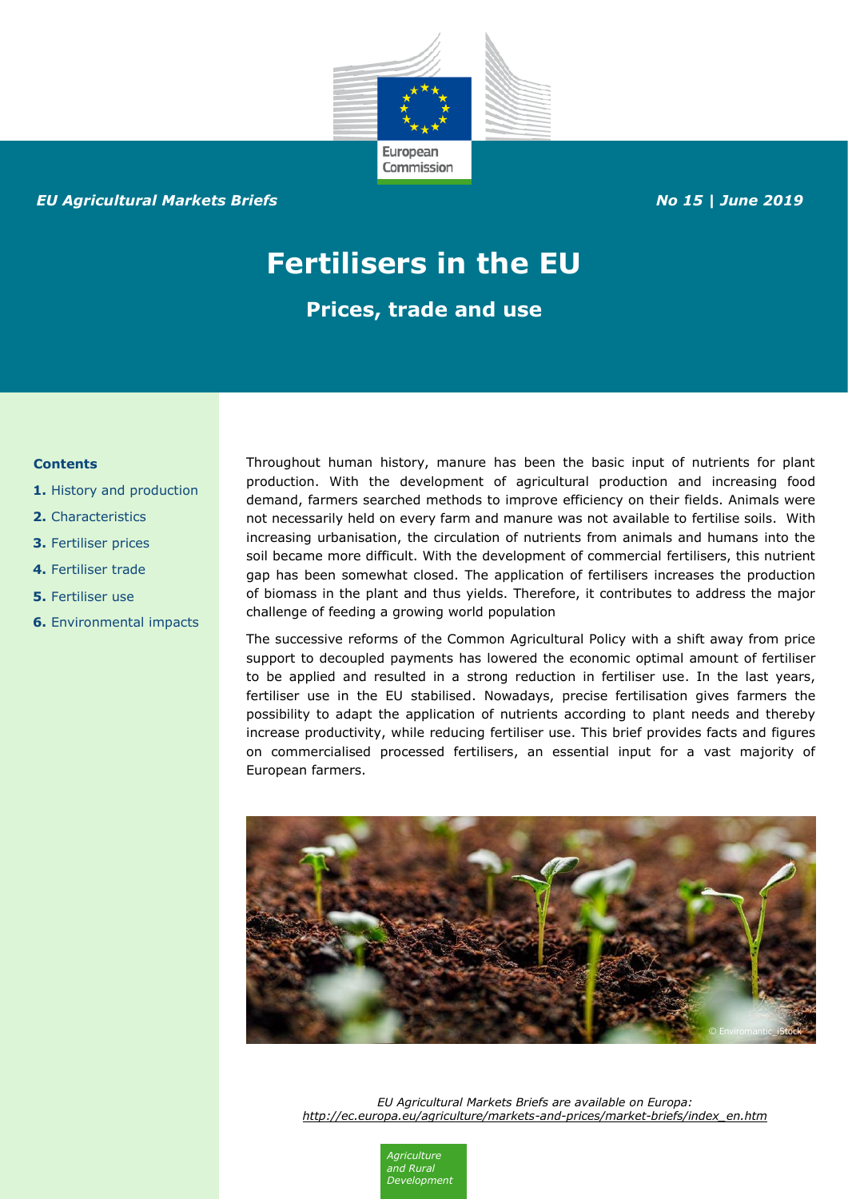European Commission

*EU Agricultural Markets Briefs*

*No 15 | June 2019*

# Fertilisers in the EU

## Prices, trade and use

**Contents**

**1.** History and production
**2.** Characteristics
**3.** Fertiliser prices
**4.** Fertiliser trade
**5.** Fertiliser use
**6.** Environmental impacts

Throughout human history, manure has been the basic input of nutrients for plant production. With the development of agricultural production and increasing food demand, farmers searched methods to improve efficiency on their fields. Animals were not necessarily held on every farm and manure was not available to fertilise soils. With increasing urbanisation, the circulation of nutrients from animals and humans into the soil became more difficult. With the development of commercial fertilisers, this nutrient gap has been somewhat closed. The application of fertilisers increases the production of biomass in the plant and thus yields. Therefore, it contributes to address the major challenge of feeding a growing world population

The successive reforms of the Common Agricultural Policy with a shift away from price support to decoupled payments has lowered the economic optimal amount of fertiliser to be applied and resulted in a strong reduction in fertiliser use. In the last years, fertiliser use in the EU stabilised. Nowadays, precise fertilisation gives farmers the possibility to adapt the application of nutrients according to plant needs and thereby increase productivity, while reducing fertiliser use. This brief provides facts and figures on commercialised processed fertilisers, an essential input for a vast majority of European farmers.

© Enviromantic_iStock

*EU Agricultural Markets Briefs are available on Europa:*
*http://ec.europa.eu/agriculture/markets-and-prices/market-briefs/index_en.htm*

*Agriculture and Rural Development*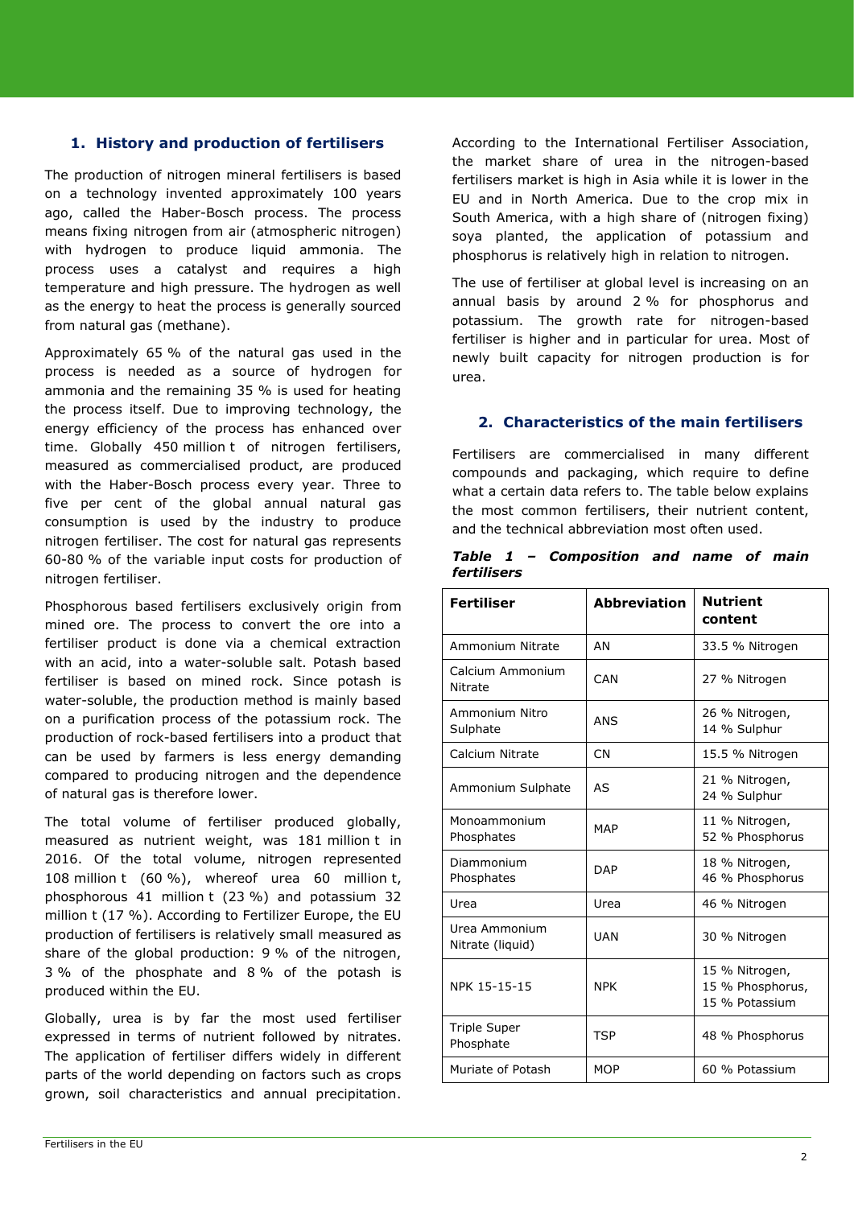## 1. History and production of fertilisers

The production of nitrogen mineral fertilisers is based on a technology invented approximately 100 years ago, called the Haber-Bosch process. The process means fixing nitrogen from air (atmospheric nitrogen) with hydrogen to produce liquid ammonia. The process uses a catalyst and requires a high temperature and high pressure. The hydrogen as well as the energy to heat the process is generally sourced from natural gas (methane).

Approximately 65 % of the natural gas used in the process is needed as a source of hydrogen for ammonia and the remaining 35 % is used for heating the process itself. Due to improving technology, the energy efficiency of the process has enhanced over time. Globally 450 million t of nitrogen fertilisers, measured as commercialised product, are produced with the Haber-Bosch process every year. Three to five per cent of the global annual natural gas consumption is used by the industry to produce nitrogen fertiliser. The cost for natural gas represents 60-80 % of the variable input costs for production of nitrogen fertiliser.

Phosphorous based fertilisers exclusively origin from mined ore. The process to convert the ore into a fertiliser product is done via a chemical extraction with an acid, into a water-soluble salt. Potash based fertiliser is based on mined rock. Since potash is water-soluble, the production method is mainly based on a purification process of the potassium rock. The production of rock-based fertilisers into a product that can be used by farmers is less energy demanding compared to producing nitrogen and the dependence of natural gas is therefore lower.

The total volume of fertiliser produced globally, measured as nutrient weight, was 181 million t in 2016. Of the total volume, nitrogen represented 108 million t (60 %), whereof urea 60 million t, phosphorous 41 million t (23 %) and potassium 32 million t (17 %). According to Fertilizer Europe, the EU production of fertilisers is relatively small measured as share of the global production: 9 % of the nitrogen, 3 % of the phosphate and 8 % of the potash is produced within the EU.

Globally, urea is by far the most used fertiliser expressed in terms of nutrient followed by nitrates. The application of fertiliser differs widely in different parts of the world depending on factors such as crops grown, soil characteristics and annual precipitation. According to the International Fertiliser Association, the market share of urea in the nitrogen-based fertilisers market is high in Asia while it is lower in the EU and in North America. Due to the crop mix in South America, with a high share of (nitrogen fixing) soya planted, the application of potassium and phosphorus is relatively high in relation to nitrogen.

The use of fertiliser at global level is increasing on an annual basis by around 2 % for phosphorus and potassium. The growth rate for nitrogen-based fertiliser is higher and in particular for urea. Most of newly built capacity for nitrogen production is for urea.

## 2. Characteristics of the main fertilisers

Fertilisers are commercialised in many different compounds and packaging, which require to define what a certain data refers to. The table below explains the most common fertilisers, their nutrient content, and the technical abbreviation most often used.

***Table 1 – Composition and name of main fertilisers***

| Fertiliser | Abbreviation | Nutrient content |
|---|---|---|
| Ammonium Nitrate | AN | 33.5 % Nitrogen |
| Calcium Ammonium Nitrate | CAN | 27 % Nitrogen |
| Ammonium Nitro Sulphate | ANS | 26 % Nitrogen, 14 % Sulphur |
| Calcium Nitrate | CN | 15.5 % Nitrogen |
| Ammonium Sulphate | AS | 21 % Nitrogen, 24 % Sulphur |
| Monoammonium Phosphates | MAP | 11 % Nitrogen, 52 % Phosphorus |
| Diammonium Phosphates | DAP | 18 % Nitrogen, 46 % Phosphorus |
| Urea | Urea | 46 % Nitrogen |
| Urea Ammonium Nitrate (liquid) | UAN | 30 % Nitrogen |
| NPK 15-15-15 | NPK | 15 % Nitrogen, 15 % Phosphorus, 15 % Potassium |
| Triple Super Phosphate | TSP | 48 % Phosphorus |
| Muriate of Potash | MOP | 60 % Potassium |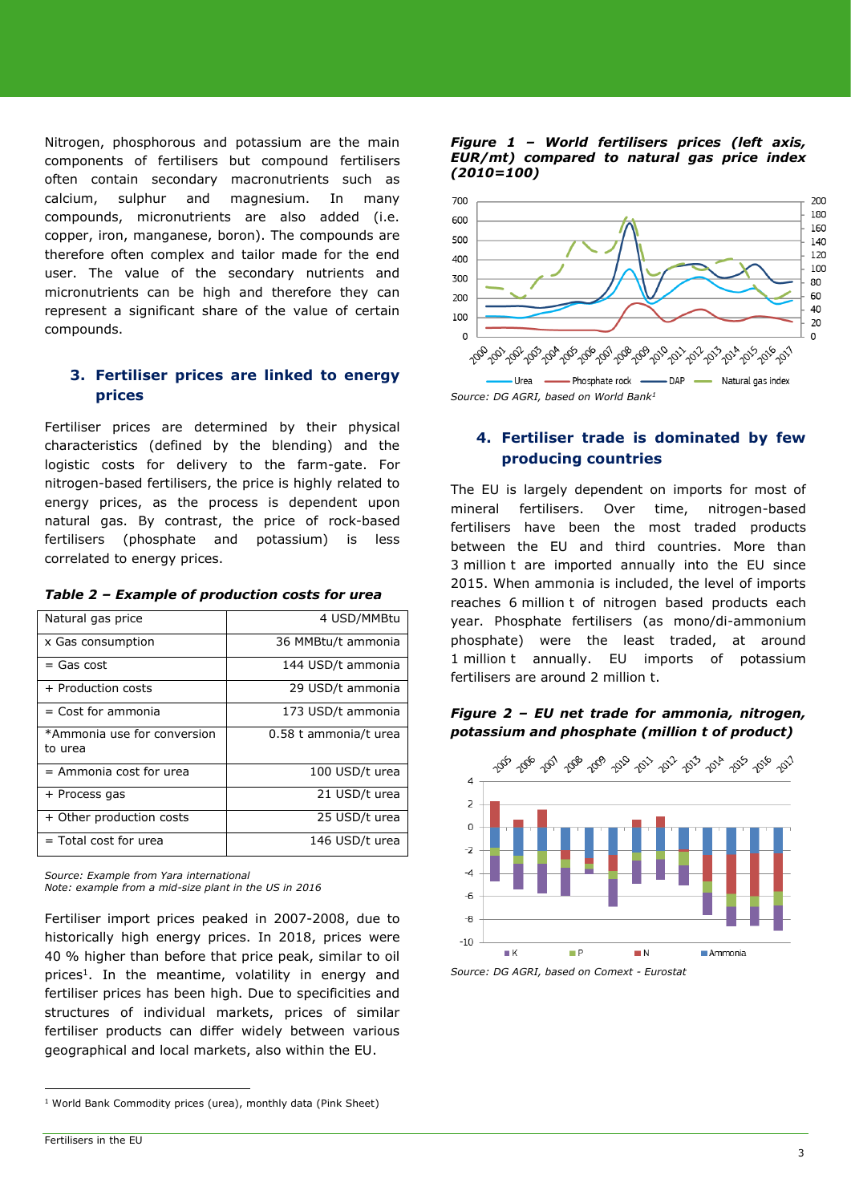Nitrogen, phosphorous and potassium are the main components of fertilisers but compound fertilisers often contain secondary macronutrients such as calcium, sulphur and magnesium. In many compounds, micronutrients are also added (i.e. copper, iron, manganese, boron). The compounds are therefore often complex and tailor made for the end user. The value of the secondary nutrients and micronutrients can be high and therefore they can represent a significant share of the value of certain compounds.

## 3. Fertiliser prices are linked to energy prices

Fertiliser prices are determined by their physical characteristics (defined by the blending) and the logistic costs for delivery to the farm-gate. For nitrogen-based fertilisers, the price is highly related to energy prices, as the process is dependent upon natural gas. By contrast, the price of rock-based fertilisers (phosphate and potassium) is less correlated to energy prices.

***Table 2 – Example of production costs for urea***

| | |
|---|---|
| Natural gas price | 4 USD/MMBtu |
| x Gas consumption | 36 MMBtu/t ammonia |
| = Gas cost | 144 USD/t ammonia |
| + Production costs | 29 USD/t ammonia |
| = Cost for ammonia | 173 USD/t ammonia |
| *Ammonia use for conversion to urea | 0.58 t ammonia/t urea |
| = Ammonia cost for urea | 100 USD/t urea |
| + Process gas | 21 USD/t urea |
| + Other production costs | 25 USD/t urea |
| = Total cost for urea | 146 USD/t urea |

*Source: Example from Yara international*
*Note: example from a mid-size plant in the US in 2016*

Fertiliser import prices peaked in 2007-2008, due to historically high energy prices. In 2018, prices were 40 % higher than before that price peak, similar to oil prices[1]. In the meantime, volatility in energy and fertiliser prices has been high. Due to specificities and structures of individual markets, prices of similar fertiliser products can differ widely between various geographical and local markets, also within the EU.

***Figure 1 – World fertilisers prices (left axis, EUR/mt) compared to natural gas price index (2010=100)***

*Source: DG AGRI, based on World Bank[1]*

## 4. Fertiliser trade is dominated by few producing countries

The EU is largely dependent on imports for most of mineral fertilisers. Over time, nitrogen-based fertilisers have been the most traded products between the EU and third countries. More than 3 million t are imported annually into the EU since 2015. When ammonia is included, the level of imports reaches 6 million t of nitrogen based products each year. Phosphate fertilisers (as mono/di-ammonium phosphate) were the least traded, at around 1 million t annually. EU imports of potassium fertilisers are around 2 million t.

***Figure 2 – EU net trade for ammonia, nitrogen, potassium and phosphate (million t of product)***

*Source: DG AGRI, based on Comext - Eurostat*

[1] World Bank Commodity prices (urea), monthly data (Pink Sheet)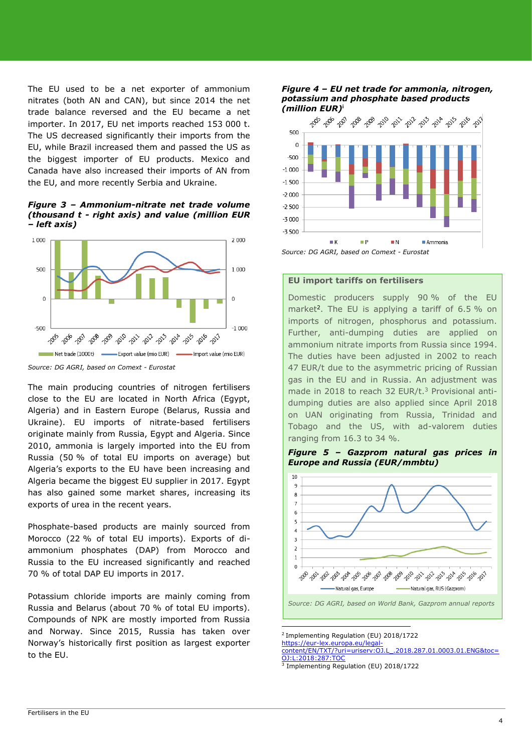The EU used to be a net exporter of ammonium nitrates (both AN and CAN), but since 2014 the net trade balance reversed and the EU became a net importer. In 2017, EU net imports reached 153 000 t. The US decreased significantly their imports from the EU, while Brazil increased them and passed the US as the biggest importer of EU products. Mexico and Canada have also increased their imports of AN from the EU, and more recently Serbia and Ukraine.

***Figure 3 – Ammonium-nitrate net trade volume (thousand t - right axis) and value (million EUR – left axis)***

*Source: DG AGRI, based on Comext - Eurostat*

The main producing countries of nitrogen fertilisers close to the EU are located in North Africa (Egypt, Algeria) and in Eastern Europe (Belarus, Russia and Ukraine). EU imports of nitrate-based fertilisers originate mainly from Russia, Egypt and Algeria. Since 2010, ammonia is largely imported into the EU from Russia (50 % of total EU imports on average) but Algeria's exports to the EU have been increasing and Algeria became the biggest EU supplier in 2017. Egypt has also gained some market shares, increasing its exports of urea in the recent years.

Phosphate-based products are mainly sourced from Morocco (22 % of total EU imports). Exports of di-ammonium phosphates (DAP) from Morocco and Russia to the EU increased significantly and reached 70 % of total DAP EU imports in 2017.

Potassium chloride imports are mainly coming from Russia and Belarus (about 70 % of total EU imports). Compounds of NPK are mostly imported from Russia and Norway. Since 2015, Russia has taken over Norway's historically first position as largest exporter to the EU.

***Figure 4 – EU net trade for ammonia, nitrogen, potassium and phosphate based products (million EUR)***[i]

*Source: DG AGRI, based on Comext - Eurostat*

## EU import tariffs on fertilisers

Domestic producers supply 90 % of the EU market[2]. The EU is applying a tariff of 6.5 % on imports of nitrogen, phosphorus and potassium. Further, anti-dumping duties are applied on ammonium nitrate imports from Russia since 1994. The duties have been adjusted in 2002 to reach 47 EUR/t due to the asymmetric pricing of Russian gas in the EU and in Russia. An adjustment was made in 2018 to reach 32 EUR/t.[3] Provisional anti-dumping duties are also applied since April 2018 on UAN originating from Russia, Trinidad and Tobago and the US, with ad-valorem duties ranging from 16.3 to 34 %.

***Figure 5 – Gazprom natural gas prices in Europe and Russia (EUR/mmbtu)***

*Source: DG AGRI, based on World Bank, Gazprom annual reports*

---

[2] Implementing Regulation (EU) 2018/1722 https://eur-lex.europa.eu/legal-content/EN/TXT/?uri=uriserv:OJ.L_.2018.287.01.0003.01.ENG&toc=OJ:L:2018:287:TOC

[3] Implementing Regulation (EU) 2018/1722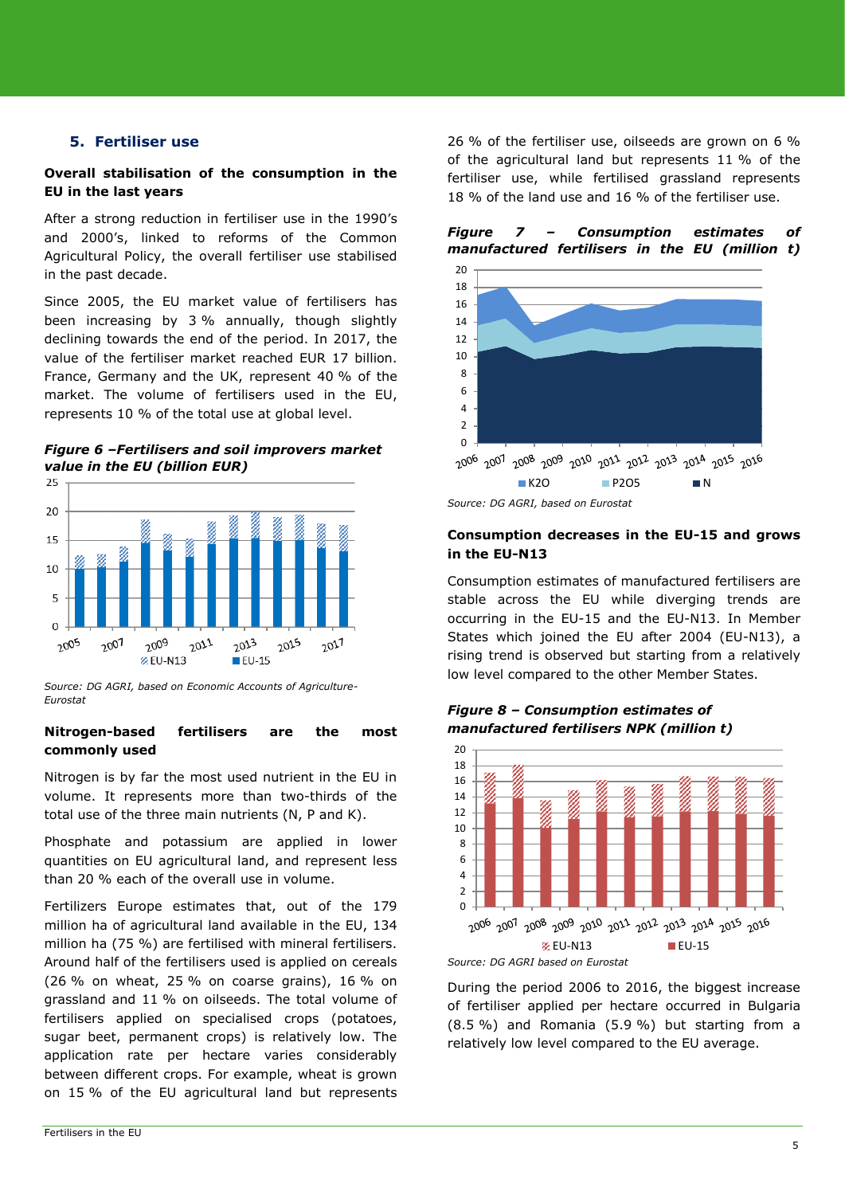## 5. Fertiliser use

**Overall stabilisation of the consumption in the EU in the last years**

After a strong reduction in fertiliser use in the 1990's and 2000's, linked to reforms of the Common Agricultural Policy, the overall fertiliser use stabilised in the past decade.

Since 2005, the EU market value of fertilisers has been increasing by 3 % annually, though slightly declining towards the end of the period. In 2017, the value of the fertiliser market reached EUR 17 billion. France, Germany and the UK, represent 40 % of the market. The volume of fertilisers used in the EU, represents 10 % of the total use at global level.

*Figure 6 –Fertilisers and soil improvers market value in the EU (billion EUR)*

*Source: DG AGRI, based on Economic Accounts of Agriculture-Eurostat*

**Nitrogen-based fertilisers are the most commonly used**

Nitrogen is by far the most used nutrient in the EU in volume. It represents more than two-thirds of the total use of the three main nutrients (N, P and K).

Phosphate and potassium are applied in lower quantities on EU agricultural land, and represent less than 20 % each of the overall use in volume.

Fertilizers Europe estimates that, out of the 179 million ha of agricultural land available in the EU, 134 million ha (75 %) are fertilised with mineral fertilisers. Around half of the fertilisers used is applied on cereals (26 % on wheat, 25 % on coarse grains), 16 % on grassland and 11 % on oilseeds. The total volume of fertilisers applied on specialised crops (potatoes, sugar beet, permanent crops) is relatively low. The application rate per hectare varies considerably between different crops. For example, wheat is grown on 15 % of the EU agricultural land but represents 26 % of the fertiliser use, oilseeds are grown on 6 % of the agricultural land but represents 11 % of the fertiliser use, while fertilised grassland represents 18 % of the land use and 16 % of the fertiliser use.

*Figure 7 – Consumption estimates of manufactured fertilisers in the EU (million t)*

*Source: DG AGRI, based on Eurostat*

**Consumption decreases in the EU-15 and grows in the EU-N13**

Consumption estimates of manufactured fertilisers are stable across the EU while diverging trends are occurring in the EU-15 and the EU-N13. In Member States which joined the EU after 2004 (EU-N13), a rising trend is observed but starting from a relatively low level compared to the other Member States.

*Figure 8 – Consumption estimates of manufactured fertilisers NPK (million t)*

*Source: DG AGRI based on Eurostat*

During the period 2006 to 2016, the biggest increase of fertiliser applied per hectare occurred in Bulgaria (8.5 %) and Romania (5.9 %) but starting from a relatively low level compared to the EU average.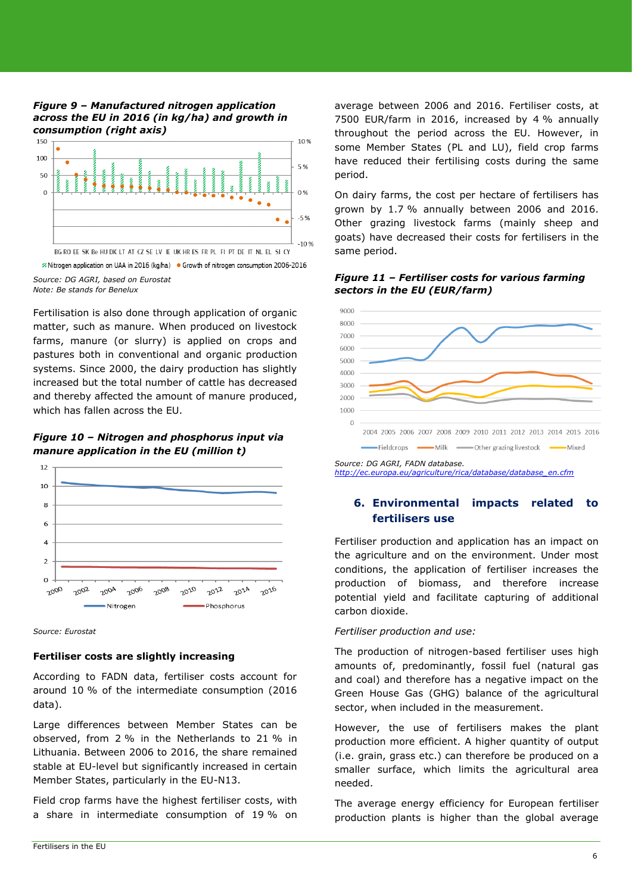***Figure 9 – Manufactured nitrogen application across the EU in 2016 (in kg/ha) and growth in consumption (right axis)***

*Source: DG AGRI, based on Eurostat*
*Note: Be stands for Benelux*

Fertilisation is also done through application of organic matter, such as manure. When produced on livestock farms, manure (or slurry) is applied on crops and pastures both in conventional and organic production systems. Since 2000, the dairy production has slightly increased but the total number of cattle has decreased and thereby affected the amount of manure produced, which has fallen across the EU.

***Figure 10 – Nitrogen and phosphorus input via manure application in the EU (million t)***

*Source: Eurostat*

**Fertiliser costs are slightly increasing**

According to FADN data, fertiliser costs account for around 10 % of the intermediate consumption (2016 data).

Large differences between Member States can be observed, from 2 % in the Netherlands to 21 % in Lithuania. Between 2006 to 2016, the share remained stable at EU-level but significantly increased in certain Member States, particularly in the EU-N13.

Field crop farms have the highest fertiliser costs, with a share in intermediate consumption of 19 % on average between 2006 and 2016. Fertiliser costs, at 7500 EUR/farm in 2016, increased by 4 % annually throughout the period across the EU. However, in some Member States (PL and LU), field crop farms have reduced their fertilising costs during the same period.

On dairy farms, the cost per hectare of fertilisers has grown by 1.7 % annually between 2006 and 2016. Other grazing livestock farms (mainly sheep and goats) have decreased their costs for fertilisers in the same period.

***Figure 11 – Fertiliser costs for various farming sectors in the EU (EUR/farm)***

*Source: DG AGRI, FADN database.*
*http://ec.europa.eu/agriculture/rica/database/database_en.cfm*

## 6. Environmental impacts related to fertilisers use

Fertiliser production and application has an impact on the agriculture and on the environment. Under most conditions, the application of fertiliser increases the production of biomass, and therefore increase potential yield and facilitate capturing of additional carbon dioxide.

*Fertiliser production and use:*

The production of nitrogen-based fertiliser uses high amounts of, predominantly, fossil fuel (natural gas and coal) and therefore has a negative impact on the Green House Gas (GHG) balance of the agricultural sector, when included in the measurement.

However, the use of fertilisers makes the plant production more efficient. A higher quantity of output (i.e. grain, grass etc.) can therefore be produced on a smaller surface, which limits the agricultural area needed.

The average energy efficiency for European fertiliser production plants is higher than the global average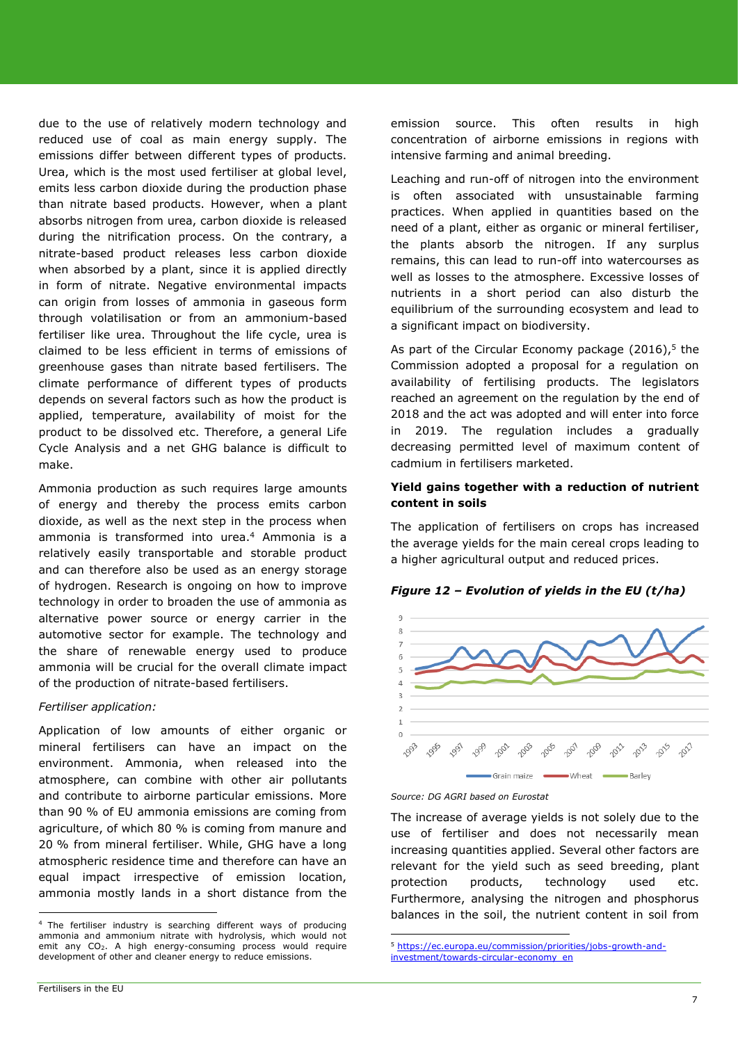due to the use of relatively modern technology and reduced use of coal as main energy supply. The emissions differ between different types of products. Urea, which is the most used fertiliser at global level, emits less carbon dioxide during the production phase than nitrate based products. However, when a plant absorbs nitrogen from urea, carbon dioxide is released during the nitrification process. On the contrary, a nitrate-based product releases less carbon dioxide when absorbed by a plant, since it is applied directly in form of nitrate. Negative environmental impacts can origin from losses of ammonia in gaseous form through volatilisation or from an ammonium-based fertiliser like urea. Throughout the life cycle, urea is claimed to be less efficient in terms of emissions of greenhouse gases than nitrate based fertilisers. The climate performance of different types of products depends on several factors such as how the product is applied, temperature, availability of moist for the product to be dissolved etc. Therefore, a general Life Cycle Analysis and a net GHG balance is difficult to make.

Ammonia production as such requires large amounts of energy and thereby the process emits carbon dioxide, as well as the next step in the process when ammonia is transformed into urea.[4] Ammonia is a relatively easily transportable and storable product and can therefore also be used as an energy storage of hydrogen. Research is ongoing on how to improve technology in order to broaden the use of ammonia as alternative power source or energy carrier in the automotive sector for example. The technology and the share of renewable energy used to produce ammonia will be crucial for the overall climate impact of the production of nitrate-based fertilisers.

*Fertiliser application:*

Application of low amounts of either organic or mineral fertilisers can have an impact on the environment. Ammonia, when released into the atmosphere, can combine with other air pollutants and contribute to airborne particular emissions. More than 90 % of EU ammonia emissions are coming from agriculture, of which 80 % is coming from manure and 20 % from mineral fertiliser. While, GHG have a long atmospheric residence time and therefore can have an equal impact irrespective of emission location, ammonia mostly lands in a short distance from the emission source. This often results in high concentration of airborne emissions in regions with intensive farming and animal breeding.

Leaching and run-off of nitrogen into the environment is often associated with unsustainable farming practices. When applied in quantities based on the need of a plant, either as organic or mineral fertiliser, the plants absorb the nitrogen. If any surplus remains, this can lead to run-off into watercourses as well as losses to the atmosphere. Excessive losses of nutrients in a short period can also disturb the equilibrium of the surrounding ecosystem and lead to a significant impact on biodiversity.

As part of the Circular Economy package (2016),[5] the Commission adopted a proposal for a regulation on availability of fertilising products. The legislators reached an agreement on the regulation by the end of 2018 and the act was adopted and will enter into force in 2019. The regulation includes a gradually decreasing permitted level of maximum content of cadmium in fertilisers marketed.

**Yield gains together with a reduction of nutrient content in soils**

The application of fertilisers on crops has increased the average yields for the main cereal crops leading to a higher agricultural output and reduced prices.

***Figure 12 – Evolution of yields in the EU (t/ha)***

*Source: DG AGRI based on Eurostat*

The increase of average yields is not solely due to the use of fertiliser and does not necessarily mean increasing quantities applied. Several other factors are relevant for the yield such as seed breeding, plant protection products, technology used etc. Furthermore, analysing the nitrogen and phosphorus balances in the soil, the nutrient content in soil from

---

[4] The fertiliser industry is searching different ways of producing ammonia and ammonium nitrate with hydrolysis, which would not emit any $CO_2$. A high energy-consuming process would require development of other and cleaner energy to reduce emissions.

[5] https://ec.europa.eu/commission/priorities/jobs-growth-and-investment/towards-circular-economy_en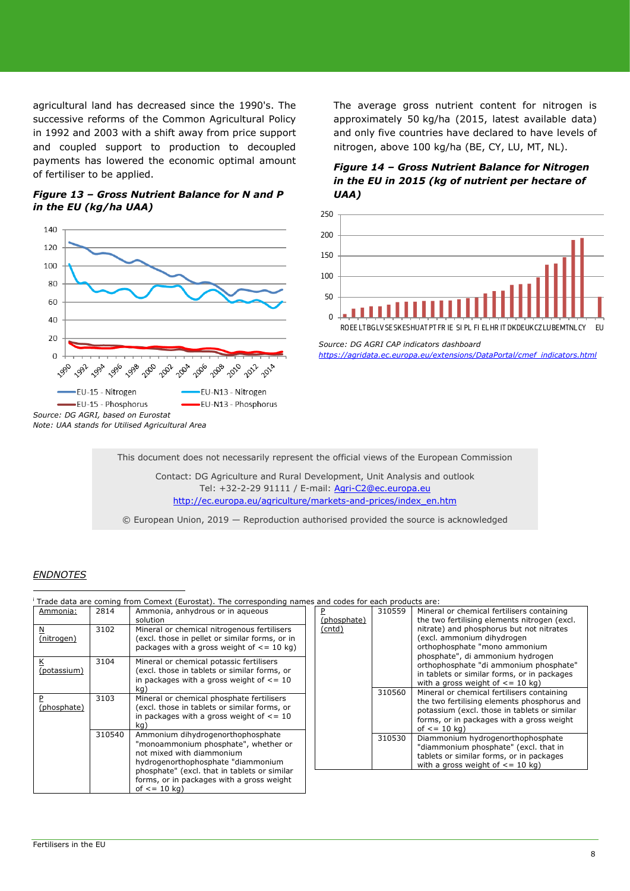agricultural land has decreased since the 1990's. The successive reforms of the Common Agricultural Policy in 1992 and 2003 with a shift away from price support and coupled support to production to decoupled payments has lowered the economic optimal amount of fertiliser to be applied.

***Figure 13 – Gross Nutrient Balance for N and P in the EU (kg/ha UAA)***

140
120
100
80
60
40
20
0

1990 1992 1994 1996 1998 2000 2002 2004 2006 2008 2010 2012 2014

EU-15 - Nitrogen
EU-N13 - Nitrogen
EU-15 - Phosphorus
EU-N13 - Phosphorus

*Source: DG AGRI, based on Eurostat*
*Note: UAA stands for Utilised Agricultural Area*

The average gross nutrient content for nitrogen is approximately 50 kg/ha (2015, latest available data) and only five countries have declared to have levels of nitrogen, above 100 kg/ha (BE, CY, LU, MT, NL).

***Figure 14 – Gross Nutrient Balance for Nitrogen in the EU in 2015 (kg of nutrient per hectare of UAA)***

250
200
150
100
50
0

RO EE LT BG LV SE SK ES HU AT PT FR IE SI PL FI EL HR IT DK DE UK CZ LU BE MT NL CY EU

*Source: DG AGRI CAP indicators dashboard*
*https://agridata.ec.europa.eu/extensions/DataPortal/cmef_indicators.html*

This document does not necessarily represent the official views of the European Commission

Contact: DG Agriculture and Rural Development, Unit Analysis and outlook
Tel: +32-2-29 91111 / E-mail: Agri-C2@ec.europa.eu
http://ec.europa.eu/agriculture/markets-and-prices/index_en.htm

© European Union, 2019 — Reproduction authorised provided the source is acknowledged

## *ENDNOTES*

[i] Trade data are coming from Comext (Eurostat). The corresponding names and codes for each products are:

| | | |
|---|---|---|
| Ammonia: | 2814 | Ammonia, anhydrous or in aqueous solution |
| N (nitrogen) | 3102 | Mineral or chemical nitrogenous fertilisers (excl. those in pellet or similar forms, or in packages with a gross weight of <= 10 kg) |
| K (potassium) | 3104 | Mineral or chemical potassic fertilisers (excl. those in tablets or similar forms, or in packages with a gross weight of <= 10 kg) |
| P (phosphate) | 3103 | Mineral or chemical phosphate fertilisers (excl. those in tablets or similar forms, or in packages with a gross weight of <= 10 kg) |
| | 310540 | Ammonium dihydrogenorthophosphate "monoammonium phosphate", whether or not mixed with diammonium hydrogenorthophosphate "diammonium phosphate" (excl. that in tablets or similar forms, or in packages with a gross weight of <= 10 kg) |
| P (phosphate) (cntd) | 310559 | Mineral or chemical fertilisers containing the two fertilising elements nitrogen (excl. nitrate) and phosphorus but not nitrates (excl. ammonium dihydrogen orthophosphate "mono ammonium phosphate", di ammonium hydrogen orthophosphate "di ammonium phosphate" in tablets or similar forms, or in packages with a gross weight of <= 10 kg) |
| | 310560 | Mineral or chemical fertilisers containing the two fertilising elements phosphorus and potassium (excl. those in tablets or similar forms, or in packages with a gross weight of <= 10 kg) |
| | 310530 | Diammonium hydrogenorthophosphate "diammonium phosphate" (excl. that in tablets or similar forms, or in packages with a gross weight of <= 10 kg) |